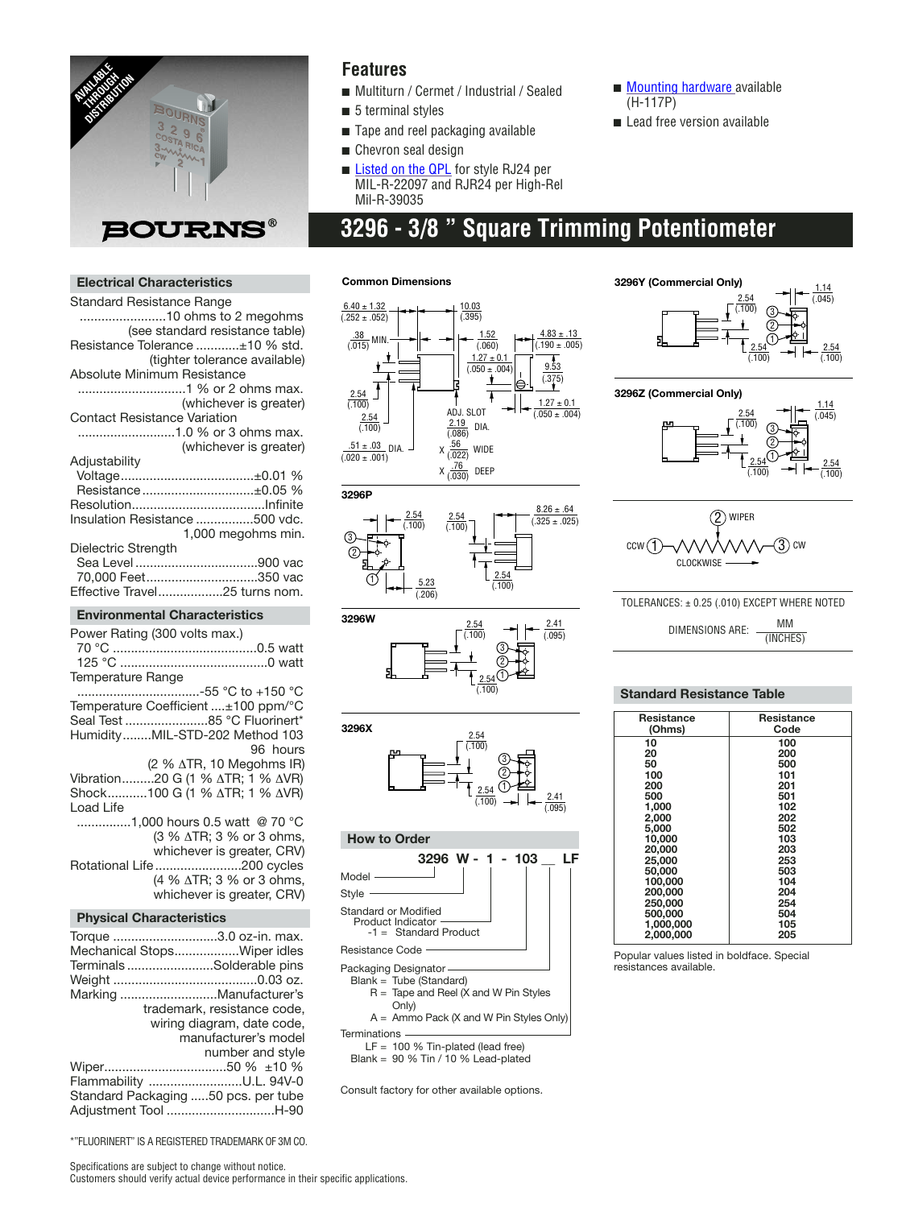AVAILABLE THROUGH DISTRIBUTION

BOURNS®

## Features

- Multiturn / Cermet / Industrial / Sealed
- 5 terminal styles
- Tape and reel packaging available
- Chevron seal design
- Listed on the QPL for style RJ24 per MIL-R-22097 and RJR24 per High-Rel Mil-R-39035
- Mounting hardware available (H-117P)
- Lead free version available

# 3296 - 3/8 " Square Trimming Potentiometer

### Electrical Characteristics

Standard Resistance Range ........................10 ohms to 2 megohms (see standard resistance table)
Resistance Tolerance ...........±10 % std. (tighter tolerance available)
Absolute Minimum Resistance ..............................1 % or 2 ohms max. (whichever is greater)
Contact Resistance Variation ...........................1.0 % or 3 ohms max. (whichever is greater)
Adjustability
Voltage....................................±0.01 %
Resistance ...............................±0.05 %
Resolution....................................Infinite
Insulation Resistance ................500 vdc. 1,000 megohms min.
Dielectric Strength
Sea Level .................................900 vac
70,000 Feet...............................350 vac
Effective Travel..................25 turns nom.

### Environmental Characteristics

Power Rating (300 volts max.)
70 °C ........................................0.5 watt
125 °C .........................................0 watt
Temperature Range ..................................-55 °C to +150 °C
Temperature Coefficient ....±100 ppm/°C
Seal Test .......................85 °C Fluorinert*
Humidity........MIL-STD-202 Method 103 96 hours (2 % ΔTR, 10 Megohms IR)
Vibration.........20 G (1 % ΔTR; 1 % ΔVR)
Shock...........100 G (1 % ΔTR; 1 % ΔVR)
Load Life ...............1,000 hours 0.5 watt @ 70 °C (3 % ΔTR; 3 % or 3 ohms, whichever is greater, CRV)
Rotational Life........................200 cycles (4 % ΔTR; 3 % or 3 ohms, whichever is greater, CRV)

### Physical Characteristics

Torque ............................3.0 oz-in. max.
Mechanical Stops..................Wiper idles
Terminals ........................Solderable pins
Weight .......................................0.03 oz.
Marking ...........................Manufacturer's trademark, resistance code, wiring diagram, date code, manufacturer's model number and style
Wiper..................................50 % ±10 %
Flammability ..........................U.L. 94V-0
Standard Packaging .....50 pcs. per tube
Adjustment Tool ..............................H-90

*"FLUORINERT" IS A REGISTERED TRADEMARK OF 3M CO.

**Common Dimensions**

6.40 ± 1.32 (.252 ± .052); 10.03 (.395); .38 (.015) MIN.; 1.52 (.060); 4.83 ± .13 (.190 ± .005); 1.27 ± 0.1 (.050 ± .004); 9.53 (.375); 2.54 (.100); 2.54 (.100); ADJ. SLOT 2.19 (.086) DIA.; X .56 (.022) WIDE; X .76 (.030) DEEP; 1.27 ± 0.1 (.050 ± .004); .51 ± .03 (.020 ± .001) DIA.

**3296P**

2.54 (.100); 2.54 (.100); 8.26 ± .64 (.325 ± .025); 5.23 (.206); 2.54 (.100)

**3296W**

2.54 (.100); 2.41 (.095); 2.54 (.100)

**3296X**

2.54 (.100); 2.54 (.100); 2.41 (.095)

**3296Y (Commercial Only)**

1.14 (.045); 2.54 (.100); 2.54 (.100); 2.54 (.100)

**3296Z (Commercial Only)**

1.14 (.045); 2.54 (.100); 2.54 (.100); 2.54 (.100)

CCW (1) — (2) WIPER — (3) CW, CLOCKWISE

TOLERANCES: ± 0.25 (.010) EXCEPT WHERE NOTED

DIMENSIONS ARE: MM / (INCHES)

### How to Order

**3296 W - 1 - 103 __ LF**

- Model
- Style
- Standard or Modified Product Indicator
  - -1 = Standard Product
- Resistance Code
- Packaging Designator
  - Blank = Tube (Standard)
  - R = Tape and Reel (X and W Pin Styles Only)
  - A = Ammo Pack (X and W Pin Styles Only)
- Terminations
  - LF = 100 % Tin-plated (lead free)
  - Blank = 90 % Tin / 10 % Lead-plated

Consult factory for other available options.

### Standard Resistance Table

| Resistance (Ohms) | Resistance Code |
|---|---|
| **10** | **100** |
| **20** | **200** |
| **50** | **500** |
| **100** | **101** |
| **200** | **201** |
| **500** | **501** |
| **1,000** | **102** |
| **2,000** | **202** |
| **5,000** | **502** |
| **10,000** | **103** |
| **20,000** | **203** |
| **25,000** | **253** |
| **50,000** | **503** |
| **100,000** | **104** |
| **200,000** | **204** |
| **250,000** | **254** |
| **500,000** | **504** |
| **1,000,000** | **105** |
| **2,000,000** | **205** |

Popular values listed in boldface. Special resistances available.

Specifications are subject to change without notice.
Customers should verify actual device performance in their specific applications.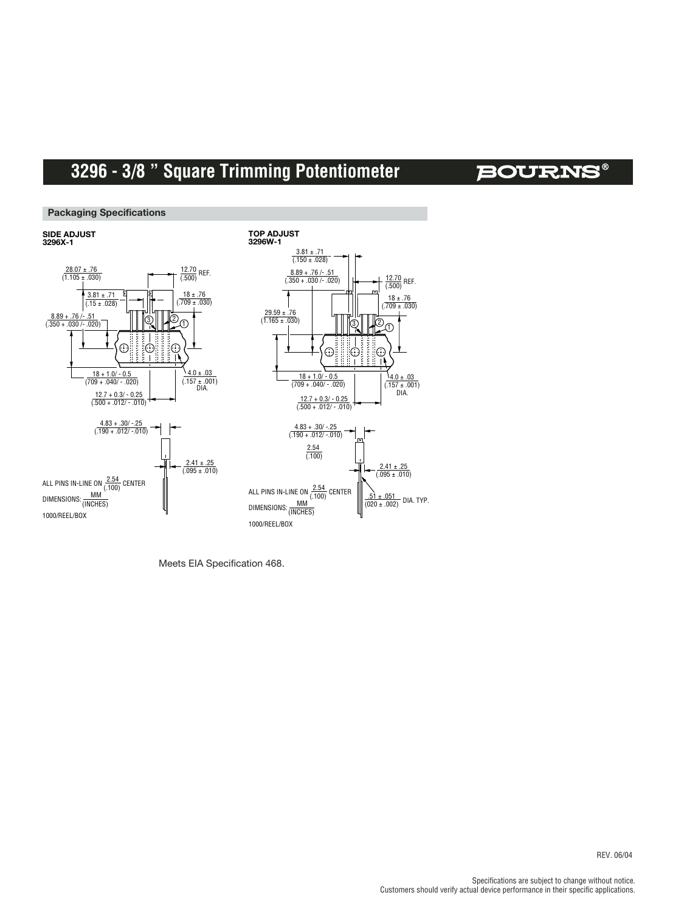# 3296 - 3/8 " Square Trimming Potentiometer

## Packaging Specifications

**SIDE ADJUST**
**3296X-1**

28.07 ± .76
(1.105 ± .030)

12.70 REF.
(.500)

3.81 ± .71
(.15 ± .028)

18 ± .76
(.709 ± .030)

8.89 + .76 /- .51
(.350 + .030 /- .020)

18 + 1.0/ - 0.5
(709 + .040/ - .020)

4.0 ± .03
(.157 ± .001)
DIA.

12.7 + 0.3/ - 0.25
(.500 + .012/ - .010)

4.83 + .30/ -.25
(.190 + .012/ -.010)

2.41 ± .25
(.095 ± .010)

ALL PINS IN-LINE ON 2.54 (.100) CENTER

DIMENSIONS: MM (INCHES)

1000/REEL/BOX

**TOP ADJUST**
**3296W-1**

3.81 ± .71
(.150 ± .028)

8.89 + .76 /- .51
(.350 + .030 /- .020)

12.70 REF.
(.500)

18 ± .76
(.709 ± .030)

29.59 ± .76
(1.165 ± .030)

18 + 1.0/ - 0.5
(709 + .040/ - .020)

4.0 ± .03
(.157 ± .001)
DIA.

12.7 + 0.3/ - 0.25
(.500 + .012/ - .010)

4.83 + .30/ -.25
(.190 + .012/ -.010)

2.54
(.100)

2.41 ± .25
(.095 ± .010)

ALL PINS IN-LINE ON 2.54 (.100) CENTER

.51 ± .051
(020 ± .002) DIA. TYP.

DIMENSIONS: MM (INCHES)

1000/REEL/BOX

Meets EIA Specification 468.

REV. 06/04

Specifications are subject to change without notice.
Customers should verify actual device performance in their specific applications.